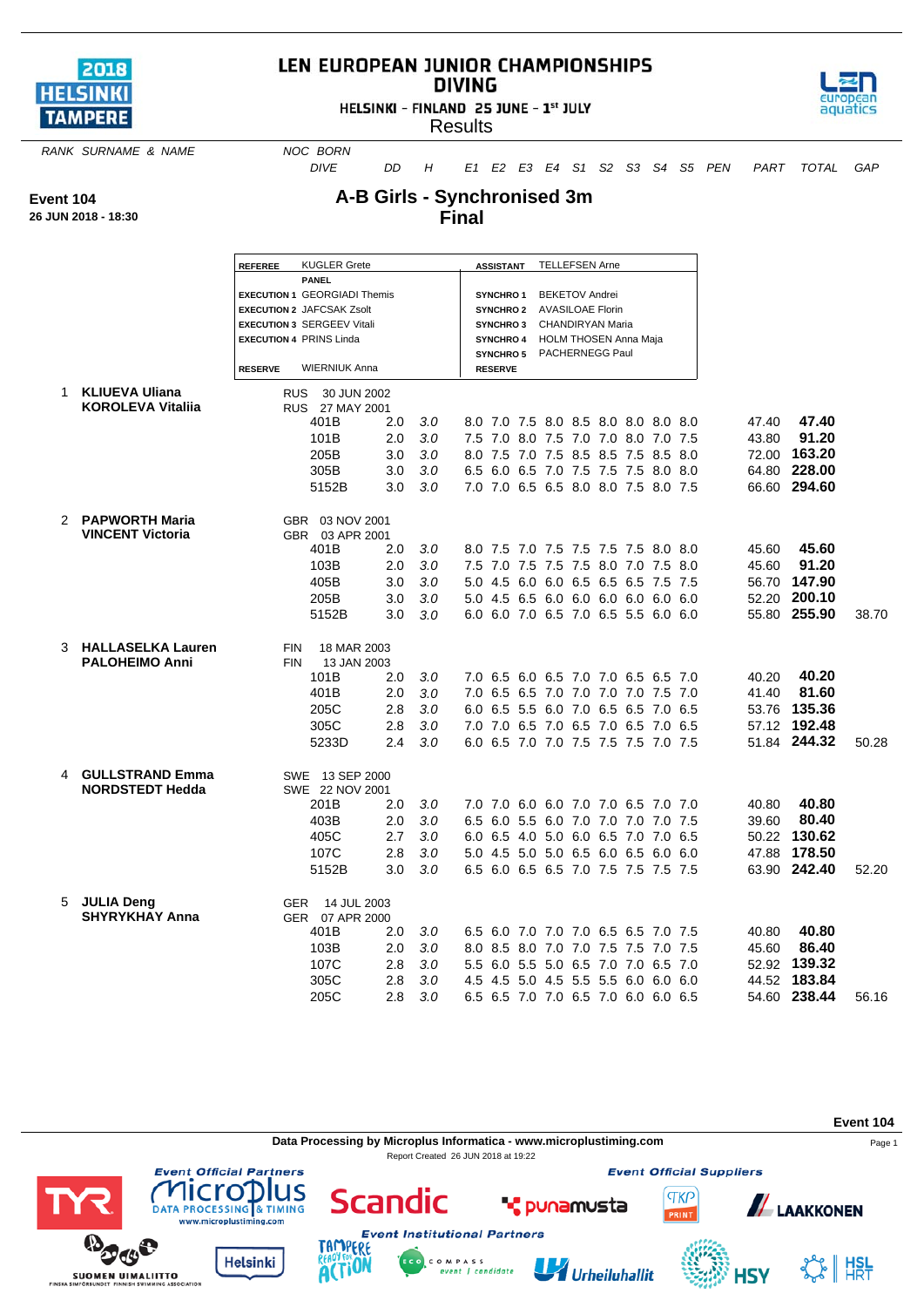# LEN EUROPEAN JUNIOR CHAMPIONSHIPS
## DIVING
HELSINKI - FINLAND 25 JUNE - 1st JULY

Results

**Event 104**
**26 JUN 2018 - 18:30**

## A-B Girls - Synchronised 3m
## Final

| | | | |
|---|---|---|---|
| **REFEREE** | KUGLER Grete | **ASSISTANT** | TELLEFSEN Arne |
| | **PANEL** | | |
| **EXECUTION 1** | GEORGIADI Themis | **SYNCHRO 1** | BEKETOV Andrei |
| **EXECUTION 2** | JAFCSAK Zsolt | **SYNCHRO 2** | AVASILOAE Florin |
| **EXECUTION 3** | SERGEEV Vitali | **SYNCHRO 3** | CHANDIRYAN Maria |
| **EXECUTION 4** | PRINS Linda | **SYNCHRO 4** | HOLM THOSEN Anna Maja |
| | | **SYNCHRO 5** | PACHERNEGG Paul |
| **RESERVE** | WIERNIUK Anna | **RESERVE** | |

| RANK | SURNAME & NAME | NOC BORN / DIVE | DD | H | E1 | E2 | E3 | E4 | S1 | S2 | S3 | S4 | S5 | PEN | PART | TOTAL | GAP |
|---|---|---|---|---|---|---|---|---|---|---|---|---|---|---|---|---|---|
| 1 | **KLIUEVA Uliana** | RUS 30 JUN 2002 | | | | | | | | | | | | | | | |
| | **KOROLEVA Vitaliia** | RUS 27 MAY 2001 | | | | | | | | | | | | | | | |
| | | 401B | 2.0 | 3.0 | 8.0 | 7.0 | 7.5 | 8.0 | 8.5 | 8.0 | 8.0 | 8.0 | 8.0 | | 47.40 | **47.40** | |
| | | 101B | 2.0 | 3.0 | 7.5 | 7.0 | 8.0 | 7.5 | 7.0 | 7.0 | 8.0 | 7.0 | 7.5 | | 43.80 | **91.20** | |
| | | 205B | 3.0 | 3.0 | 8.0 | 7.5 | 7.0 | 7.5 | 8.5 | 8.5 | 7.5 | 8.5 | 8.0 | | 72.00 | **163.20** | |
| | | 305B | 3.0 | 3.0 | 6.5 | 6.0 | 6.5 | 7.0 | 7.5 | 7.5 | 7.5 | 8.0 | 8.0 | | 64.80 | **228.00** | |
| | | 5152B | 3.0 | 3.0 | 7.0 | 7.0 | 6.5 | 6.5 | 8.0 | 8.0 | 7.5 | 8.0 | 7.5 | | 66.60 | **294.60** | |
| 2 | **PAPWORTH Maria** | GBR 03 NOV 2001 | | | | | | | | | | | | | | | |
| | **VINCENT Victoria** | GBR 03 APR 2001 | | | | | | | | | | | | | | | |
| | | 401B | 2.0 | 3.0 | 8.0 | 7.5 | 7.0 | 7.5 | 7.5 | 7.5 | 7.5 | 8.0 | 8.0 | | 45.60 | **45.60** | |
| | | 103B | 2.0 | 3.0 | 7.5 | 7.0 | 7.5 | 7.5 | 7.5 | 8.0 | 7.0 | 7.5 | 8.0 | | 45.60 | **91.20** | |
| | | 405B | 3.0 | 3.0 | 5.0 | 4.5 | 6.0 | 6.0 | 6.5 | 6.5 | 6.5 | 7.5 | 7.5 | | 56.70 | **147.90** | |
| | | 205B | 3.0 | 3.0 | 5.0 | 4.5 | 6.5 | 6.0 | 6.0 | 6.0 | 6.0 | 6.0 | 6.0 | | 52.20 | **200.10** | |
| | | 5152B | 3.0 | 3.0 | 6.0 | 6.0 | 7.0 | 6.5 | 7.0 | 6.5 | 5.5 | 6.0 | 6.0 | | 55.80 | **255.90** | 38.70 |
| 3 | **HALLASELKA Lauren** | FIN 18 MAR 2003 | | | | | | | | | | | | | | | |
| | **PALOHEIMO Anni** | FIN 13 JAN 2003 | | | | | | | | | | | | | | | |
| | | 101B | 2.0 | 3.0 | 7.0 | 6.5 | 6.0 | 6.5 | 7.0 | 7.0 | 6.5 | 6.5 | 7.0 | | 40.20 | **40.20** | |
| | | 401B | 2.0 | 3.0 | 7.0 | 6.5 | 6.5 | 7.0 | 7.0 | 7.0 | 7.0 | 7.5 | 7.0 | | 41.40 | **81.60** | |
| | | 205C | 2.8 | 3.0 | 6.0 | 6.5 | 5.5 | 6.0 | 7.0 | 6.5 | 6.5 | 7.0 | 6.5 | | 53.76 | **135.36** | |
| | | 305C | 2.8 | 3.0 | 7.0 | 7.0 | 6.5 | 7.0 | 6.5 | 7.0 | 6.5 | 7.0 | 6.5 | | 57.12 | **192.48** | |
| | | 5233D | 2.4 | 3.0 | 6.0 | 6.5 | 7.0 | 7.0 | 7.5 | 7.5 | 7.5 | 7.0 | 7.5 | | 51.84 | **244.32** | 50.28 |
| 4 | **GULLSTRAND Emma** | SWE 13 SEP 2000 | | | | | | | | | | | | | | | |
| | **NORDSTEDT Hedda** | SWE 22 NOV 2001 | | | | | | | | | | | | | | | |
| | | 201B | 2.0 | 3.0 | 7.0 | 7.0 | 6.0 | 6.0 | 7.0 | 7.0 | 6.5 | 7.0 | 7.0 | | 40.80 | **40.80** | |
| | | 403B | 2.0 | 3.0 | 6.5 | 6.0 | 5.5 | 6.0 | 7.0 | 7.0 | 7.0 | 7.0 | 7.5 | | 39.60 | **80.40** | |
| | | 405C | 2.7 | 3.0 | 6.0 | 6.5 | 4.0 | 5.0 | 6.0 | 6.5 | 7.0 | 7.0 | 6.5 | | 50.22 | **130.62** | |
| | | 107C | 2.8 | 3.0 | 5.0 | 4.5 | 5.0 | 5.0 | 6.5 | 6.0 | 6.5 | 6.0 | 6.0 | | 47.88 | **178.50** | |
| | | 5152B | 3.0 | 3.0 | 6.5 | 6.0 | 6.5 | 6.5 | 7.0 | 7.5 | 7.5 | 7.5 | 7.5 | | 63.90 | **242.40** | 52.20 |
| 5 | **JULIA Deng** | GER 14 JUL 2003 | | | | | | | | | | | | | | | |
| | **SHYRYKHAY Anna** | GER 07 APR 2000 | | | | | | | | | | | | | | | |
| | | 401B | 2.0 | 3.0 | 6.5 | 6.0 | 7.0 | 7.0 | 7.0 | 6.5 | 6.5 | 7.0 | 7.5 | | 40.80 | **40.80** | |
| | | 103B | 2.0 | 3.0 | 8.0 | 8.5 | 8.0 | 7.0 | 7.0 | 7.5 | 7.5 | 7.0 | 7.5 | | 45.60 | **86.40** | |
| | | 107C | 2.8 | 3.0 | 5.5 | 6.0 | 5.5 | 5.0 | 6.5 | 7.0 | 7.0 | 6.5 | 7.0 | | 52.92 | **139.32** | |
| | | 305C | 2.8 | 3.0 | 4.5 | 4.5 | 5.0 | 4.5 | 5.5 | 5.5 | 6.0 | 6.0 | 6.0 | | 44.52 | **183.84** | |
| | | 205C | 2.8 | 3.0 | 6.5 | 6.5 | 7.0 | 7.0 | 6.5 | 7.0 | 6.0 | 6.0 | 6.5 | | 54.60 | **238.44** | 56.16 |

Data Processing by Microplus Informatica - www.microplustiming.com

Report Created 26 JUN 2018 at 19:22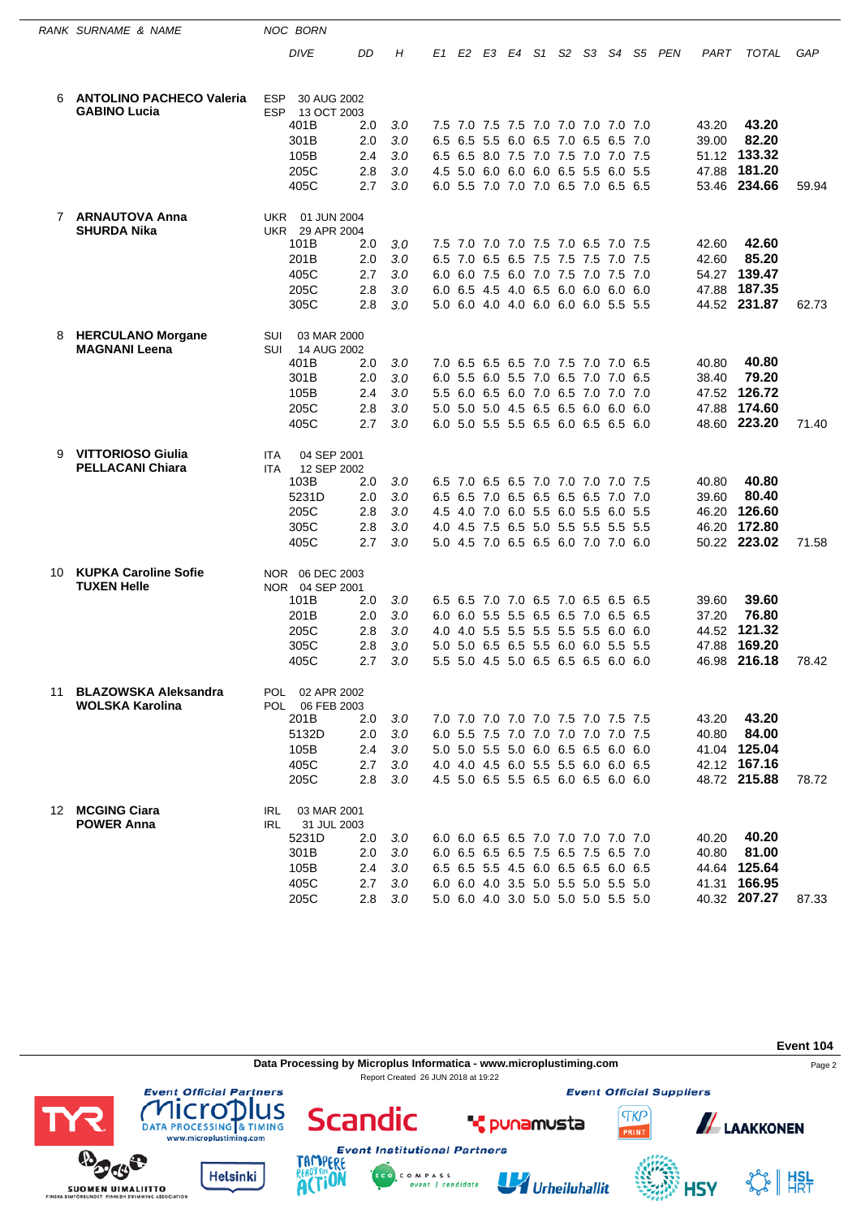| RANK | SURNAME & NAME | NOC | BORN | | | | | | | | | | | | | | | |
|---|---|---|---|---|---|---|---|---|---|---|---|---|---|---|---|---|---|---|
| | | DIVE | DD | H | E1 | E2 | E3 | E4 | S1 | S2 | S3 | S4 | S5 | PEN | PART | TOTAL | GAP | |
| 6 | **ANTOLINO PACHECO Valeria** | ESP | 30 AUG 2002 | | | | | | | | | | | | | | | |
| | **GABINO Lucia** | ESP | 13 OCT 2003 | | | | | | | | | | | | | | | |
| | | 401B | 2.0 | 3.0 | 7.5 | 7.0 | 7.5 | 7.5 | 7.0 | 7.0 | 7.0 | 7.0 | 7.0 | | 43.20 | **43.20** | | |
| | | 301B | 2.0 | 3.0 | 6.5 | 6.5 | 5.5 | 6.0 | 6.5 | 7.0 | 6.5 | 6.5 | 7.0 | | 39.00 | **82.20** | | |
| | | 105B | 2.4 | 3.0 | 6.5 | 6.5 | 8.0 | 7.5 | 7.0 | 7.5 | 7.0 | 7.0 | 7.5 | | 51.12 | **133.32** | | |
| | | 205C | 2.8 | 3.0 | 4.5 | 5.0 | 6.0 | 6.0 | 6.0 | 6.5 | 5.5 | 6.0 | 5.5 | | 47.88 | **181.20** | | |
| | | 405C | 2.7 | 3.0 | 6.0 | 5.5 | 7.0 | 7.0 | 7.0 | 6.5 | 7.0 | 6.5 | 6.5 | | 53.46 | **234.66** | 59.94 | |
| 7 | **ARNAUTOVA Anna** | UKR | 01 JUN 2004 | | | | | | | | | | | | | | | |
| | **SHURDA Nika** | UKR | 29 APR 2004 | | | | | | | | | | | | | | | |
| | | 101B | 2.0 | 3.0 | 7.5 | 7.0 | 7.0 | 7.0 | 7.5 | 7.0 | 6.5 | 7.0 | 7.5 | | 42.60 | **42.60** | | |
| | | 201B | 2.0 | 3.0 | 6.5 | 7.0 | 6.5 | 6.5 | 7.5 | 7.5 | 7.5 | 7.0 | 7.5 | | 42.60 | **85.20** | | |
| | | 405C | 2.7 | 3.0 | 6.0 | 6.0 | 7.5 | 6.0 | 7.0 | 7.5 | 7.0 | 7.5 | 7.0 | | 54.27 | **139.47** | | |
| | | 205C | 2.8 | 3.0 | 6.0 | 6.5 | 4.5 | 4.0 | 6.5 | 6.0 | 6.0 | 6.0 | 6.0 | | 47.88 | **187.35** | | |
| | | 305C | 2.8 | 3.0 | 5.0 | 6.0 | 4.0 | 4.0 | 6.0 | 6.0 | 6.0 | 5.5 | 5.5 | | 44.52 | **231.87** | 62.73 | |
| 8 | **HERCULANO Morgane** | SUI | 03 MAR 2000 | | | | | | | | | | | | | | | |
| | **MAGNANI Leena** | SUI | 14 AUG 2002 | | | | | | | | | | | | | | | |
| | | 401B | 2.0 | 3.0 | 7.0 | 6.5 | 6.5 | 6.5 | 7.0 | 7.5 | 7.0 | 7.0 | 6.5 | | 40.80 | **40.80** | | |
| | | 301B | 2.0 | 3.0 | 6.0 | 5.5 | 6.0 | 5.5 | 7.0 | 6.5 | 7.0 | 7.0 | 6.5 | | 38.40 | **79.20** | | |
| | | 105B | 2.4 | 3.0 | 5.5 | 6.0 | 6.5 | 6.0 | 7.0 | 6.5 | 7.0 | 7.0 | 7.0 | | 47.52 | **126.72** | | |
| | | 205C | 2.8 | 3.0 | 5.0 | 5.0 | 5.0 | 4.5 | 6.5 | 6.5 | 6.0 | 6.0 | 6.0 | | 47.88 | **174.60** | | |
| | | 405C | 2.7 | 3.0 | 6.0 | 5.0 | 5.5 | 5.5 | 6.5 | 6.0 | 6.5 | 6.5 | 6.0 | | 48.60 | **223.20** | 71.40 | |
| 9 | **VITTORIOSO Giulia** | ITA | 04 SEP 2001 | | | | | | | | | | | | | | | |
| | **PELLACANI Chiara** | ITA | 12 SEP 2002 | | | | | | | | | | | | | | | |
| | | 103B | 2.0 | 3.0 | 6.5 | 7.0 | 6.5 | 6.5 | 7.0 | 7.0 | 7.0 | 7.0 | 7.5 | | 40.80 | **40.80** | | |
| | | 5231D | 2.0 | 3.0 | 6.5 | 6.5 | 7.0 | 6.5 | 6.5 | 6.5 | 6.5 | 7.0 | 7.0 | | 39.60 | **80.40** | | |
| | | 205C | 2.8 | 3.0 | 4.5 | 4.0 | 7.0 | 6.0 | 5.5 | 6.0 | 5.5 | 6.0 | 5.5 | | 46.20 | **126.60** | | |
| | | 305C | 2.8 | 3.0 | 4.0 | 4.5 | 7.5 | 6.5 | 5.0 | 5.5 | 5.5 | 5.5 | 5.5 | | 46.20 | **172.80** | | |
| | | 405C | 2.7 | 3.0 | 5.0 | 4.5 | 7.0 | 6.5 | 6.5 | 6.0 | 7.0 | 7.0 | 6.0 | | 50.22 | **223.02** | 71.58 | |
| 10 | **KUPKA Caroline Sofie** | NOR | 06 DEC 2003 | | | | | | | | | | | | | | | |
| | **TUXEN Helle** | NOR | 04 SEP 2001 | | | | | | | | | | | | | | | |
| | | 101B | 2.0 | 3.0 | 6.5 | 6.5 | 7.0 | 7.0 | 6.5 | 7.0 | 6.5 | 6.5 | 6.5 | | 39.60 | **39.60** | | |
| | | 201B | 2.0 | 3.0 | 6.0 | 6.0 | 5.5 | 5.5 | 6.5 | 6.5 | 7.0 | 6.5 | 6.5 | | 37.20 | **76.80** | | |
| | | 205C | 2.8 | 3.0 | 4.0 | 4.0 | 5.5 | 5.5 | 5.5 | 5.5 | 5.5 | 6.0 | 6.0 | | 44.52 | **121.32** | | |
| | | 305C | 2.8 | 3.0 | 5.0 | 5.0 | 6.5 | 6.5 | 5.5 | 6.0 | 6.0 | 5.5 | 5.5 | | 47.88 | **169.20** | | |
| | | 405C | 2.7 | 3.0 | 5.5 | 5.0 | 4.5 | 5.0 | 6.5 | 6.5 | 6.5 | 6.0 | 6.0 | | 46.98 | **216.18** | 78.42 | |
| 11 | **BLAZOWSKA Aleksandra** | POL | 02 APR 2002 | | | | | | | | | | | | | | | |
| | **WOLSKA Karolina** | POL | 06 FEB 2003 | | | | | | | | | | | | | | | |
| | | 201B | 2.0 | 3.0 | 7.0 | 7.0 | 7.0 | 7.0 | 7.0 | 7.5 | 7.0 | 7.5 | 7.5 | | 43.20 | **43.20** | | |
| | | 5132D | 2.0 | 3.0 | 6.0 | 5.5 | 7.5 | 7.0 | 7.0 | 7.0 | 7.0 | 7.0 | 7.5 | | 40.80 | **84.00** | | |
| | | 105B | 2.4 | 3.0 | 5.0 | 5.0 | 5.5 | 5.0 | 6.0 | 6.5 | 6.5 | 6.0 | 6.0 | | 41.04 | **125.04** | | |
| | | 405C | 2.7 | 3.0 | 4.0 | 4.0 | 4.5 | 6.0 | 5.5 | 5.5 | 6.0 | 6.0 | 6.5 | | 42.12 | **167.16** | | |
| | | 205C | 2.8 | 3.0 | 4.5 | 5.0 | 6.5 | 5.5 | 6.5 | 6.0 | 6.5 | 6.0 | 6.0 | | 48.72 | **215.88** | 78.72 | |
| 12 | **MCGING Ciara** | IRL | 03 MAR 2001 | | | | | | | | | | | | | | | |
| | **POWER Anna** | IRL | 31 JUL 2003 | | | | | | | | | | | | | | | |
| | | 5231D | 2.0 | 3.0 | 6.0 | 6.0 | 6.5 | 6.5 | 7.0 | 7.0 | 7.0 | 7.0 | 7.0 | | 40.20 | **40.20** | | |
| | | 301B | 2.0 | 3.0 | 6.0 | 6.5 | 6.5 | 6.5 | 7.5 | 6.5 | 7.5 | 6.5 | 7.0 | | 40.80 | **81.00** | | |
| | | 105B | 2.4 | 3.0 | 6.5 | 6.5 | 5.5 | 4.5 | 6.0 | 6.5 | 6.5 | 6.0 | 6.5 | | 44.64 | **125.64** | | |
| | | 405C | 2.7 | 3.0 | 6.0 | 6.0 | 4.0 | 3.5 | 5.0 | 5.5 | 5.0 | 5.5 | 5.0 | | 41.31 | **166.95** | | |
| | | 205C | 2.8 | 3.0 | 5.0 | 6.0 | 4.0 | 3.0 | 5.0 | 5.0 | 5.0 | 5.5 | 5.0 | | 40.32 | **207.27** | 87.33 | |

**Event 104**

Data Processing by Microplus Informatica - www.microplustiming.com

Report Created 26 JUN 2018 at 19:22

Event Official Partners: TYR, Microplus Data Processing & Timing, Scandic

Event Official Suppliers: punamusta, TKP Print, Laakkonen

Event Institutional Partners: Suomen Uimaliitto, Helsinki, Tampere, Eco Compass, Urheiluhallit, HSY, HSL HRT